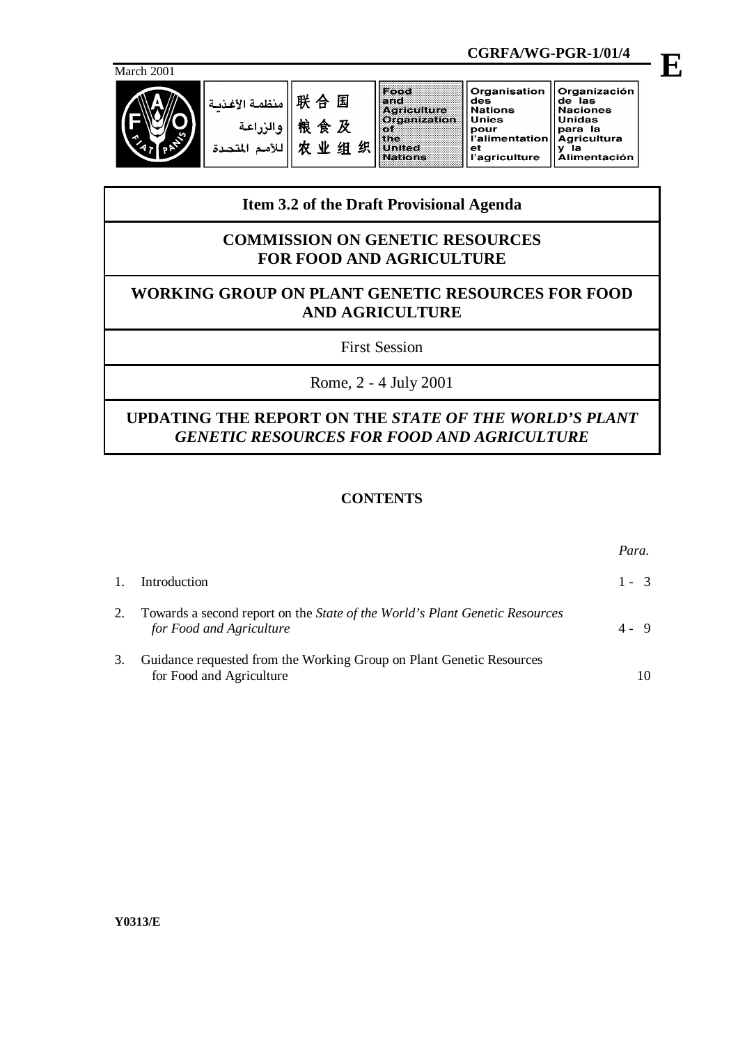**CGRFA/WG-PGR-1/01/4**

**E**

March 2001

| منظمة الأغذية والزراعة للأمم المتحدة | 联合国粮食及农业组织 | Food and Agriculture Organization of the United Nations | Organisation des Nations Unies pour l'alimentation et l'agriculture | Organización de las Naciones Unidas para la Agricultura y la Alimentación |
| --- | --- | --- | --- | --- |

**Item 3.2 of the Draft Provisional Agenda**

**COMMISSION ON GENETIC RESOURCES FOR FOOD AND AGRICULTURE**

**WORKING GROUP ON PLANT GENETIC RESOURCES FOR FOOD AND AGRICULTURE**

First Session

Rome, 2 - 4 July 2001

# UPDATING THE REPORT ON THE *STATE OF THE WORLD'S PLANT GENETIC RESOURCES FOR FOOD AND AGRICULTURE*

## CONTENTS

| | | *Para.* |
| --- | --- | --- |
| 1. | Introduction | 1 - 3 |
| 2. | Towards a second report on the *State of the World's Plant Genetic Resources for Food and Agriculture* | 4 - 9 |
| 3. | Guidance requested from the Working Group on Plant Genetic Resources for Food and Agriculture | 10 |

**Y0313/E**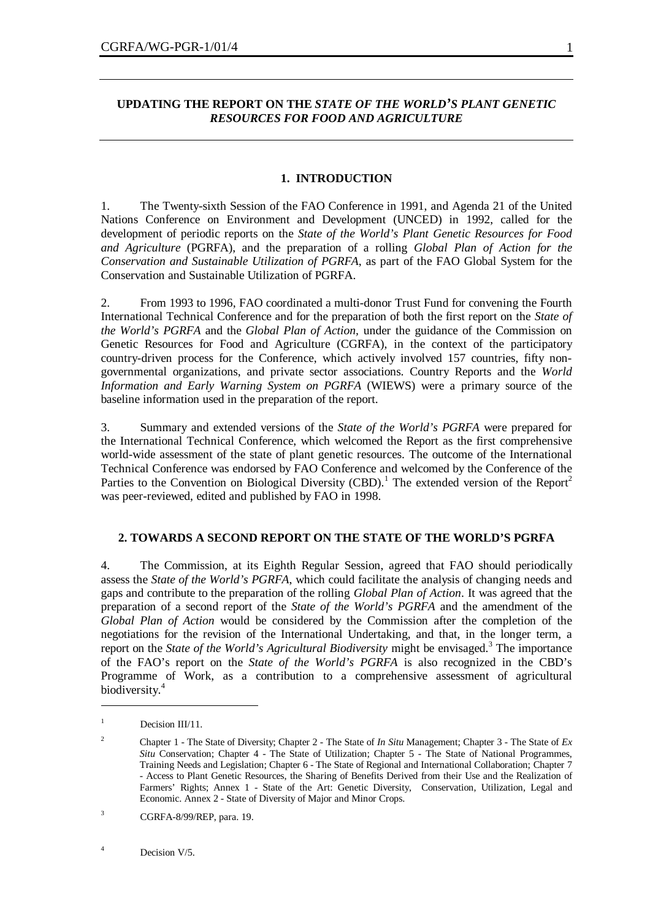## UPDATING THE REPORT ON THE *STATE OF THE WORLD'S PLANT GENETIC RESOURCES FOR FOOD AND AGRICULTURE*

### 1. INTRODUCTION

1. The Twenty-sixth Session of the FAO Conference in 1991, and Agenda 21 of the United Nations Conference on Environment and Development (UNCED) in 1992, called for the development of periodic reports on the *State of the World's Plant Genetic Resources for Food and Agriculture* (PGRFA), and the preparation of a rolling *Global Plan of Action for the Conservation and Sustainable Utilization of PGRFA*, as part of the FAO Global System for the Conservation and Sustainable Utilization of PGRFA.

2. From 1993 to 1996, FAO coordinated a multi-donor Trust Fund for convening the Fourth International Technical Conference and for the preparation of both the first report on the *State of the World's PGRFA* and the *Global Plan of Action,* under the guidance of the Commission on Genetic Resources for Food and Agriculture (CGRFA), in the context of the participatory country-driven process for the Conference, which actively involved 157 countries, fifty non-governmental organizations, and private sector associations. Country Reports and the *World Information and Early Warning System on PGRFA* (WIEWS) were a primary source of the baseline information used in the preparation of the report.

3. Summary and extended versions of the *State of the World's PGRFA* were prepared for the International Technical Conference, which welcomed the Report as the first comprehensive world-wide assessment of the state of plant genetic resources. The outcome of the International Technical Conference was endorsed by FAO Conference and welcomed by the Conference of the Parties to the Convention on Biological Diversity (CBD).[1] The extended version of the Report[2] was peer-reviewed, edited and published by FAO in 1998.

### 2. TOWARDS A SECOND REPORT ON THE STATE OF THE WORLD'S PGRFA

4. The Commission, at its Eighth Regular Session, agreed that FAO should periodically assess the *State of the World's PGRFA*, which could facilitate the analysis of changing needs and gaps and contribute to the preparation of the rolling *Global Plan of Action*. It was agreed that the preparation of a second report of the *State of the World's PGRFA* and the amendment of the *Global Plan of Action* would be considered by the Commission after the completion of the negotiations for the revision of the International Undertaking, and that, in the longer term, a report on the *State of the World's Agricultural Biodiversity* might be envisaged.[3] The importance of the FAO's report on the *State of the World's PGRFA* is also recognized in the CBD's Programme of Work, as a contribution to a comprehensive assessment of agricultural biodiversity.[4]

---

[1] Decision III/11.

[2] Chapter 1 - The State of Diversity; Chapter 2 - The State of *In Situ* Management; Chapter 3 - The State of *Ex Situ* Conservation; Chapter 4 - The State of Utilization; Chapter 5 - The State of National Programmes, Training Needs and Legislation; Chapter 6 - The State of Regional and International Collaboration; Chapter 7 - Access to Plant Genetic Resources, the Sharing of Benefits Derived from their Use and the Realization of Farmers' Rights; Annex 1 - State of the Art: Genetic Diversity, Conservation, Utilization, Legal and Economic. Annex 2 - State of Diversity of Major and Minor Crops.

[3] CGRFA-8/99/REP, para. 19.

[4] Decision V/5.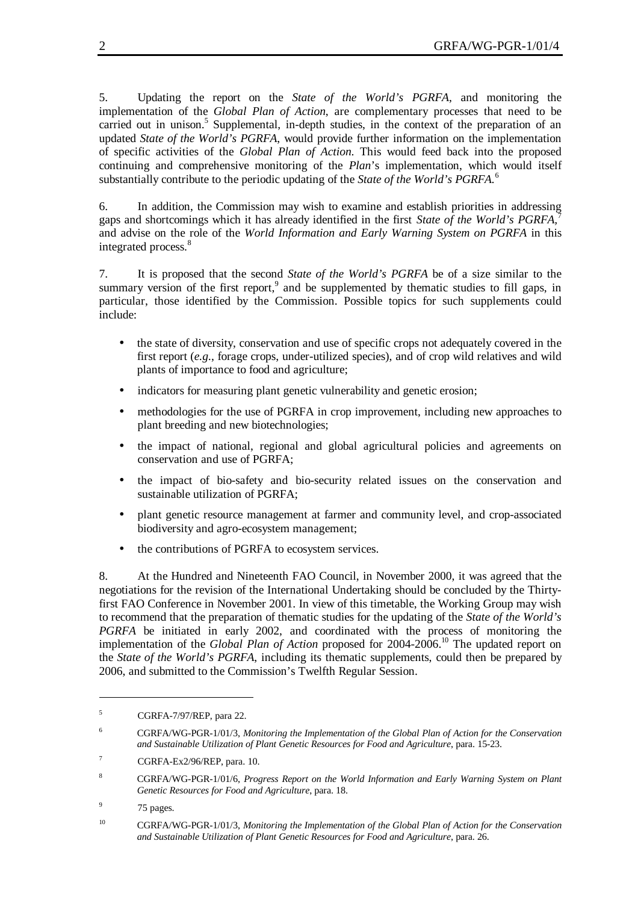5. Updating the report on the *State of the World's PGRFA*, and monitoring the implementation of the *Global Plan of Action*, are complementary processes that need to be carried out in unison.[5] Supplemental, in-depth studies, in the context of the preparation of an updated *State of the World's PGRFA*, would provide further information on the implementation of specific activities of the *Global Plan of Action.* This would feed back into the proposed continuing and comprehensive monitoring of the *Plan*'s implementation, which would itself substantially contribute to the periodic updating of the *State of the World's PGRFA.*[6]

6. In addition, the Commission may wish to examine and establish priorities in addressing gaps and shortcomings which it has already identified in the first *State of the World's PGRFA,*[7] and advise on the role of the *World Information and Early Warning System on PGRFA* in this integrated process.[8]

7. It is proposed that the second *State of the World's PGRFA* be of a size similar to the summary version of the first report,[9] and be supplemented by thematic studies to fill gaps, in particular, those identified by the Commission. Possible topics for such supplements could include:

- the state of diversity, conservation and use of specific crops not adequately covered in the first report (*e.g.*, forage crops, under-utilized species), and of crop wild relatives and wild plants of importance to food and agriculture;
- indicators for measuring plant genetic vulnerability and genetic erosion;
- methodologies for the use of PGRFA in crop improvement, including new approaches to plant breeding and new biotechnologies;
- the impact of national, regional and global agricultural policies and agreements on conservation and use of PGRFA;
- the impact of bio-safety and bio-security related issues on the conservation and sustainable utilization of PGRFA;
- plant genetic resource management at farmer and community level, and crop-associated biodiversity and agro-ecosystem management;
- the contributions of PGRFA to ecosystem services.

8. At the Hundred and Nineteenth FAO Council, in November 2000, it was agreed that the negotiations for the revision of the International Undertaking should be concluded by the Thirty-first FAO Conference in November 2001. In view of this timetable, the Working Group may wish to recommend that the preparation of thematic studies for the updating of the *State of the World's PGRFA* be initiated in early 2002, and coordinated with the process of monitoring the implementation of the *Global Plan of Action* proposed for 2004-2006.[10] The updated report on the *State of the World's PGRFA*, including its thematic supplements, could then be prepared by 2006, and submitted to the Commission's Twelfth Regular Session.

---

[5] CGRFA-7/97/REP, para 22.

[6] CGRFA/WG-PGR-1/01/3, *Monitoring the Implementation of the Global Plan of Action for the Conservation and Sustainable Utilization of Plant Genetic Resources for Food and Agriculture*, para. 15-23.

[7] CGRFA-Ex2/96/REP, para. 10.

[8] CGRFA/WG-PGR-1/01/6, *Progress Report on the World Information and Early Warning System on Plant Genetic Resources for Food and Agriculture*, para. 18.

[9] 75 pages.

[10] CGRFA/WG-PGR-1/01/3, *Monitoring the Implementation of the Global Plan of Action for the Conservation and Sustainable Utilization of Plant Genetic Resources for Food and Agriculture*, para. 26.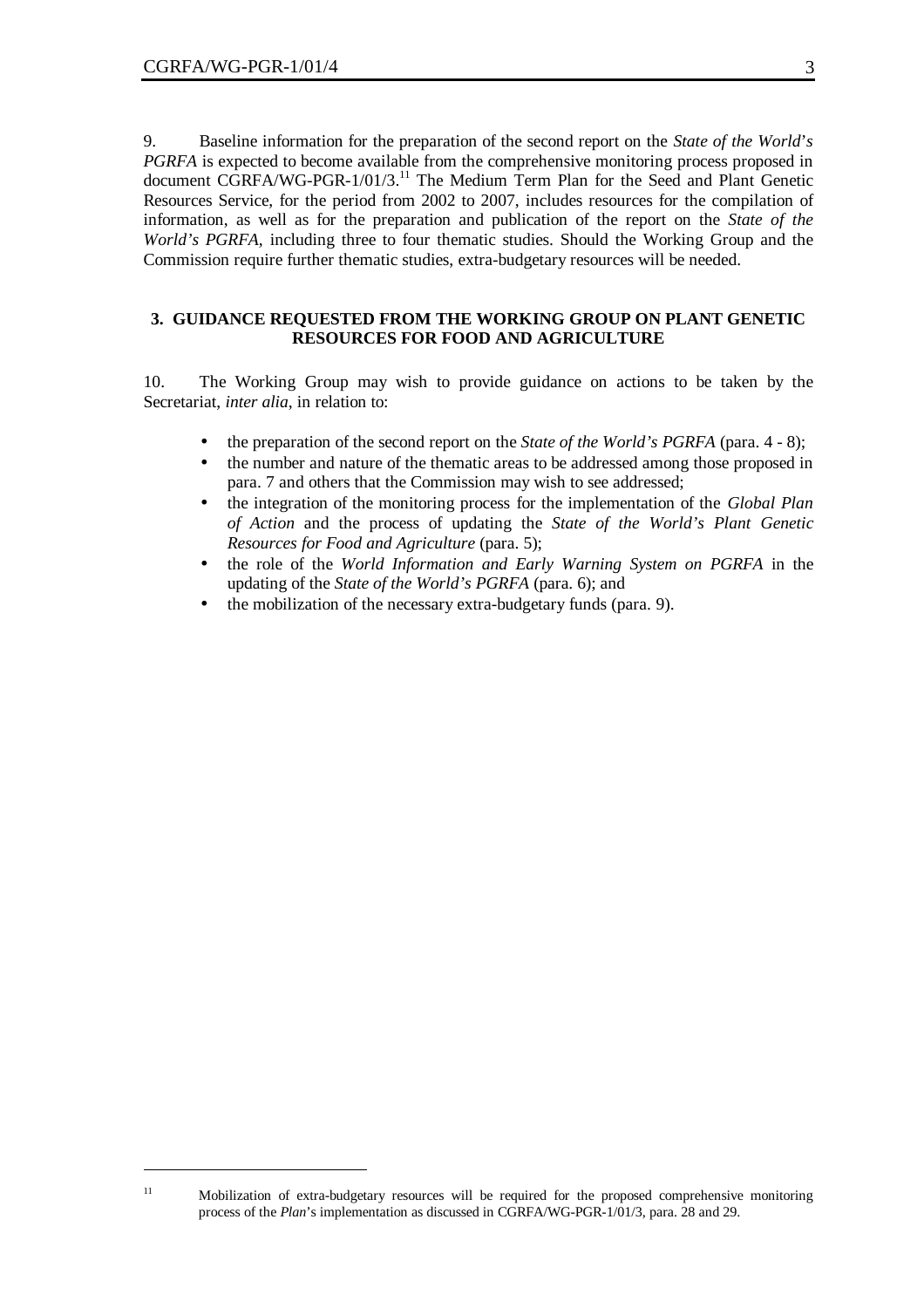9. Baseline information for the preparation of the second report on the *State of the World's PGRFA* is expected to become available from the comprehensive monitoring process proposed in document CGRFA/WG-PGR-1/01/3.[11] The Medium Term Plan for the Seed and Plant Genetic Resources Service, for the period from 2002 to 2007, includes resources for the compilation of information, as well as for the preparation and publication of the report on the *State of the World's PGRFA*, including three to four thematic studies. Should the Working Group and the Commission require further thematic studies, extra-budgetary resources will be needed.

## 3. GUIDANCE REQUESTED FROM THE WORKING GROUP ON PLANT GENETIC RESOURCES FOR FOOD AND AGRICULTURE

10. The Working Group may wish to provide guidance on actions to be taken by the Secretariat, *inter alia*, in relation to:

- the preparation of the second report on the *State of the World's PGRFA* (para. 4 - 8);
- the number and nature of the thematic areas to be addressed among those proposed in para. 7 and others that the Commission may wish to see addressed;
- the integration of the monitoring process for the implementation of the *Global Plan of Action* and the process of updating the *State of the World's Plant Genetic Resources for Food and Agriculture* (para. 5);
- the role of the *World Information and Early Warning System on PGRFA* in the updating of the *State of the World's PGRFA* (para. 6); and
- the mobilization of the necessary extra-budgetary funds (para. 9).

---

[11] Mobilization of extra-budgetary resources will be required for the proposed comprehensive monitoring process of the *Plan*'s implementation as discussed in CGRFA/WG-PGR-1/01/3, para. 28 and 29.